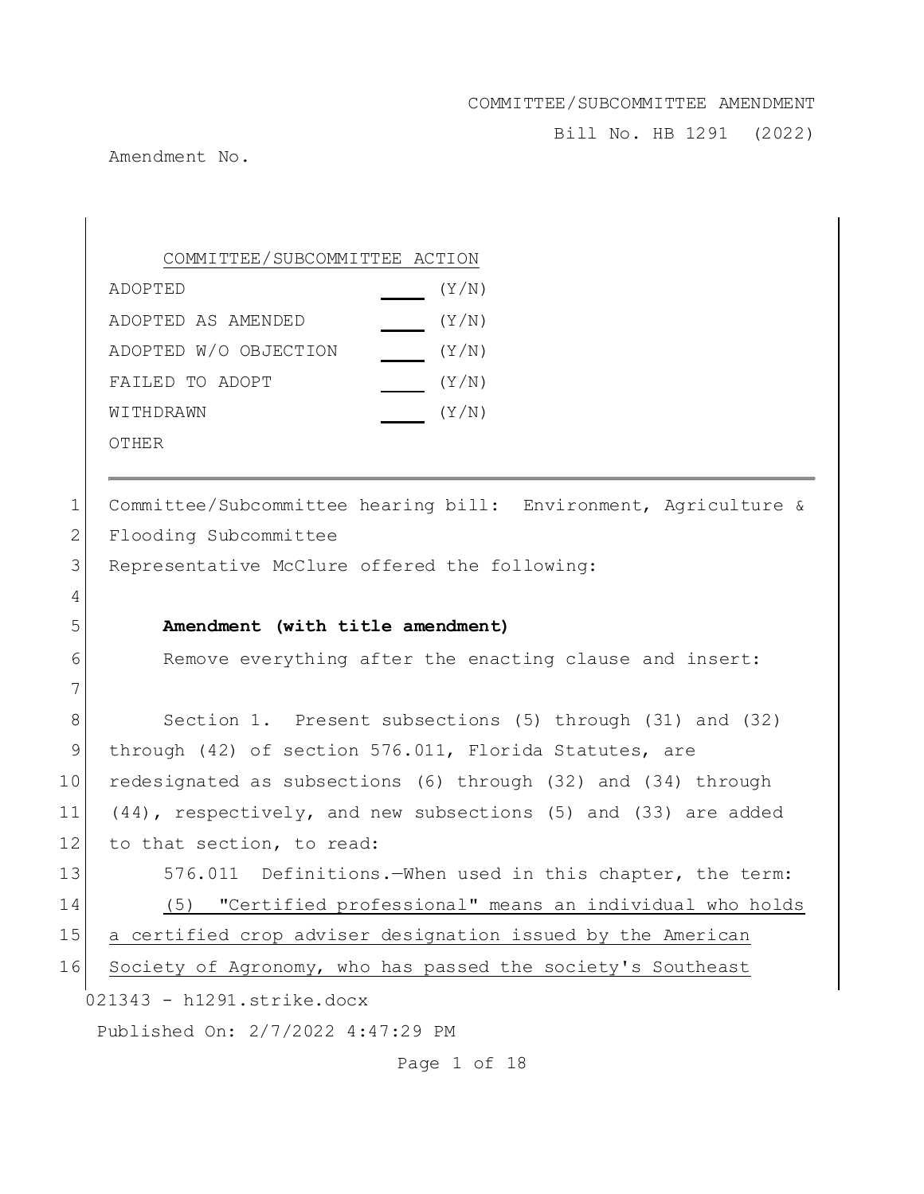COMMITTEE/SUBCOMMITTEE AMENDMENT

Bill No. HB 1291 (2022)

Amendment No.

COMMITTEE/SUBCOMMITTEE ACTION

| | | |
|---|---|---|
| ADOPTED | ___ | (Y/N) |
| ADOPTED AS AMENDED | ___ | (Y/N) |
| ADOPTED W/O OBJECTION | ___ | (Y/N) |
| FAILED TO ADOPT | ___ | (Y/N) |
| WITHDRAWN | ___ | (Y/N) |
| OTHER | | |

---

1 Committee/Subcommittee hearing bill: Environment, Agriculture &
2 Flooding Subcommittee
3 Representative McClure offered the following:
4
5 **Amendment (with title amendment)**
6 Remove everything after the enacting clause and insert:
7
8 Section 1. Present subsections (5) through (31) and (32)
9 through (42) of section 576.011, Florida Statutes, are
10 redesignated as subsections (6) through (32) and (34) through
11 (44), respectively, and new subsections (5) and (33) are added
12 to that section, to read:
13 576.011 Definitions.—When used in this chapter, the term:
14 <u>(5) "Certified professional" means an individual who holds</u>
15 <u>a certified crop adviser designation issued by the American</u>
16 <u>Society of Agronomy, who has passed the society's Southeast</u>

021343 - h1291.strike.docx

Published On: 2/7/2022 4:47:29 PM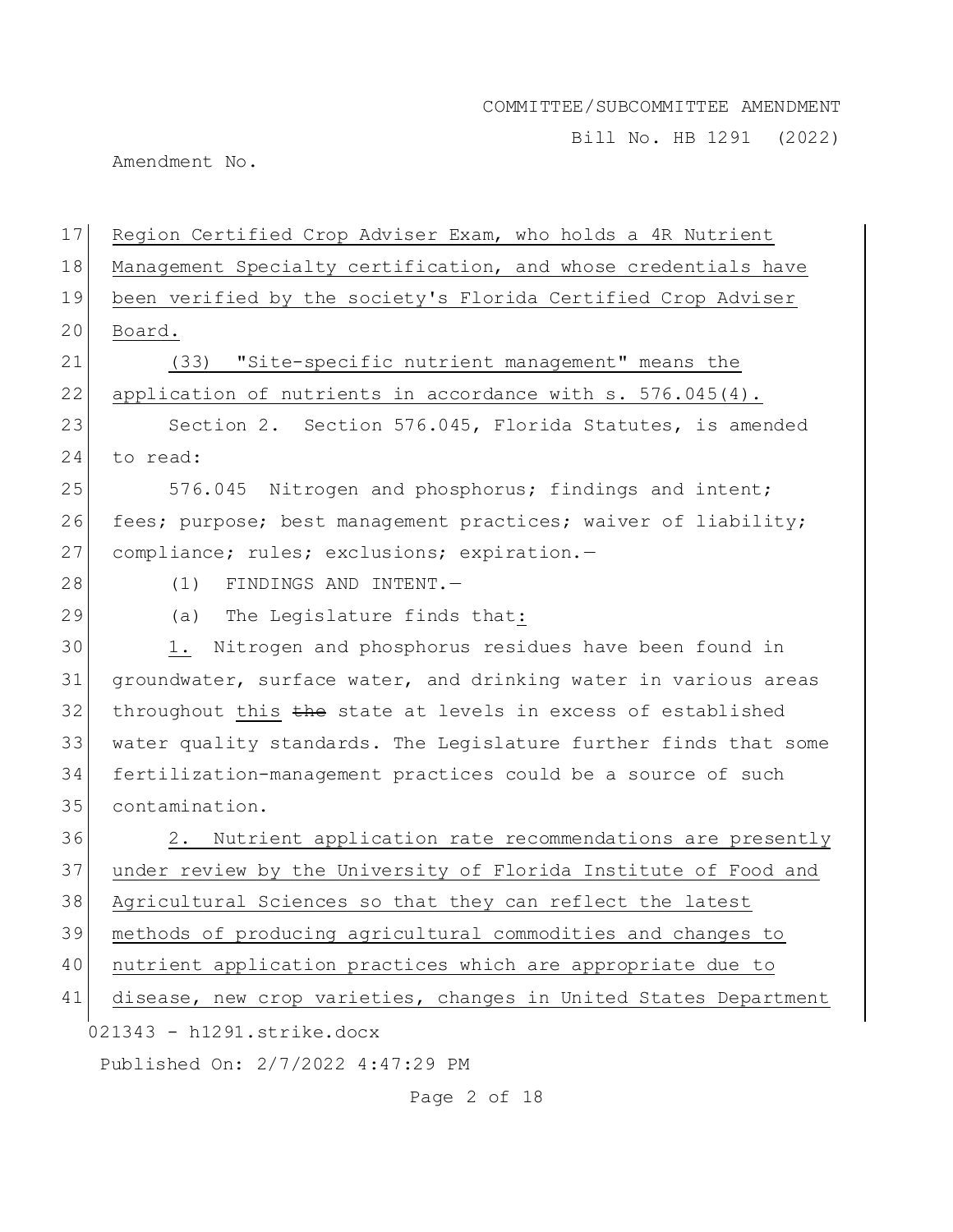Region Certified Crop Adviser Exam, who holds a 4R Nutrient Management Specialty certification, and whose credentials have been verified by the society's Florida Certified Crop Adviser Board.

(33) "Site-specific nutrient management" means the application of nutrients in accordance with s. 576.045(4).

Section 2. Section 576.045, Florida Statutes, is amended to read:

576.045 Nitrogen and phosphorus; findings and intent; fees; purpose; best management practices; waiver of liability; compliance; rules; exclusions; expiration.—

(1) FINDINGS AND INTENT.—

(a) The Legislature finds that:

1. Nitrogen and phosphorus residues have been found in groundwater, surface water, and drinking water in various areas throughout this ~~the~~ state at levels in excess of established water quality standards. The Legislature further finds that some fertilization-management practices could be a source of such contamination.

2. Nutrient application rate recommendations are presently under review by the University of Florida Institute of Food and Agricultural Sciences so that they can reflect the latest methods of producing agricultural commodities and changes to nutrient application practices which are appropriate due to disease, new crop varieties, changes in United States Department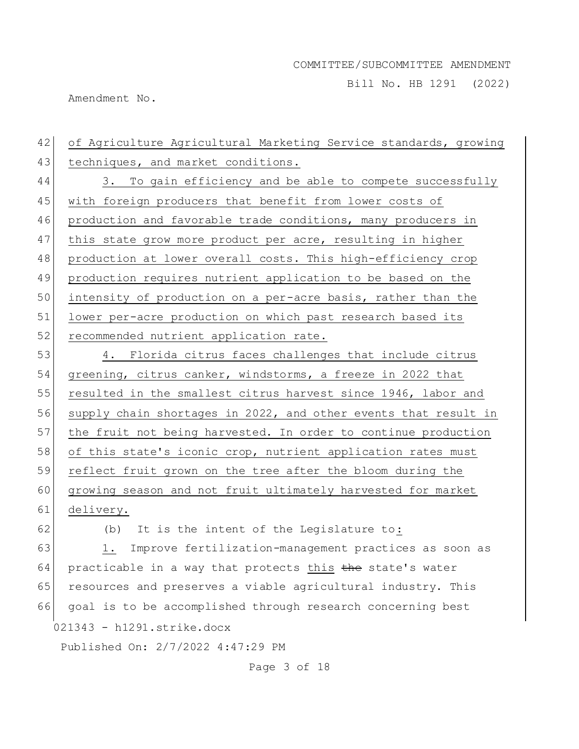of Agriculture Agricultural Marketing Service standards, growing techniques, and market conditions.

3. To gain efficiency and be able to compete successfully with foreign producers that benefit from lower costs of production and favorable trade conditions, many producers in this state grow more product per acre, resulting in higher production at lower overall costs. This high-efficiency crop production requires nutrient application to be based on the intensity of production on a per-acre basis, rather than the lower per-acre production on which past research based its recommended nutrient application rate.

4. Florida citrus faces challenges that include citrus greening, citrus canker, windstorms, a freeze in 2022 that resulted in the smallest citrus harvest since 1946, labor and supply chain shortages in 2022, and other events that result in the fruit not being harvested. In order to continue production of this state's iconic crop, nutrient application rates must reflect fruit grown on the tree after the bloom during the growing season and not fruit ultimately harvested for market delivery.

(b) It is the intent of the Legislature to:

1. Improve fertilization-management practices as soon as practicable in a way that protects this ~~the~~ state's water resources and preserves a viable agricultural industry. This goal is to be accomplished through research concerning best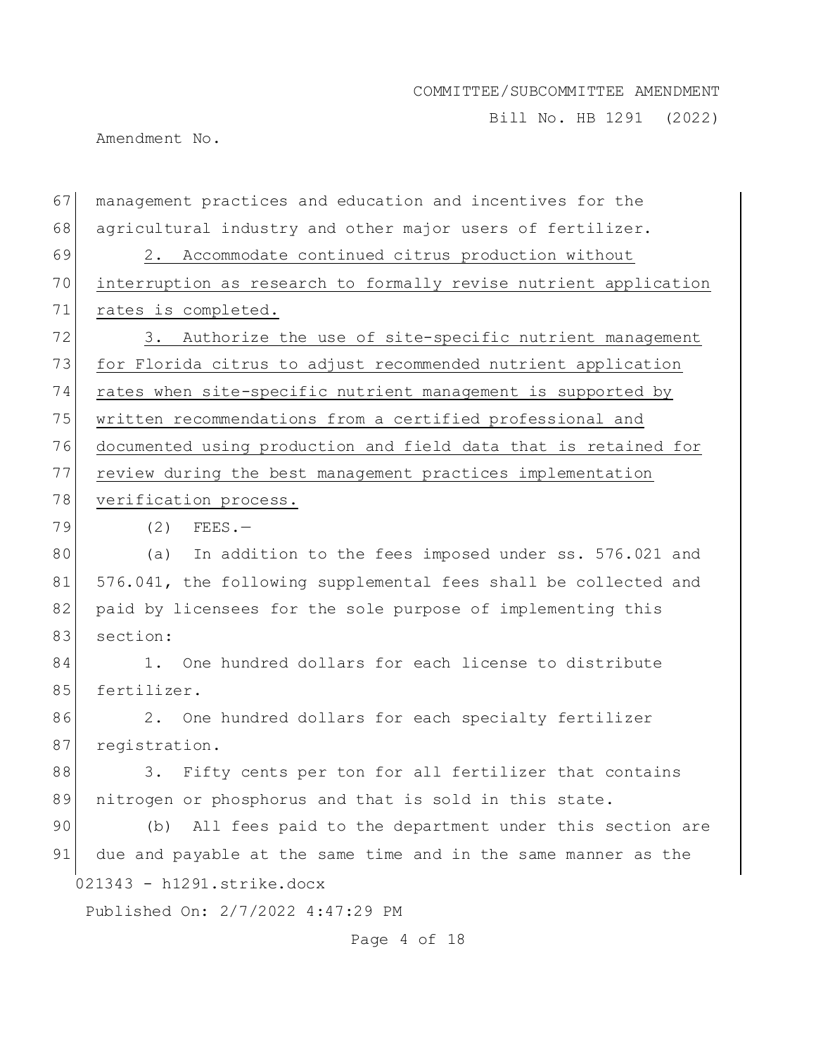management practices and education and incentives for the agricultural industry and other major users of fertilizer.

2. Accommodate continued citrus production without interruption as research to formally revise nutrient application rates is completed.

3. Authorize the use of site-specific nutrient management for Florida citrus to adjust recommended nutrient application rates when site-specific nutrient management is supported by written recommendations from a certified professional and documented using production and field data that is retained for review during the best management practices implementation verification process.

(2) FEES.—

(a) In addition to the fees imposed under ss. 576.021 and 576.041, the following supplemental fees shall be collected and paid by licensees for the sole purpose of implementing this section:

1. One hundred dollars for each license to distribute fertilizer.

2. One hundred dollars for each specialty fertilizer registration.

3. Fifty cents per ton for all fertilizer that contains nitrogen or phosphorus and that is sold in this state.

(b) All fees paid to the department under this section are due and payable at the same time and in the same manner as the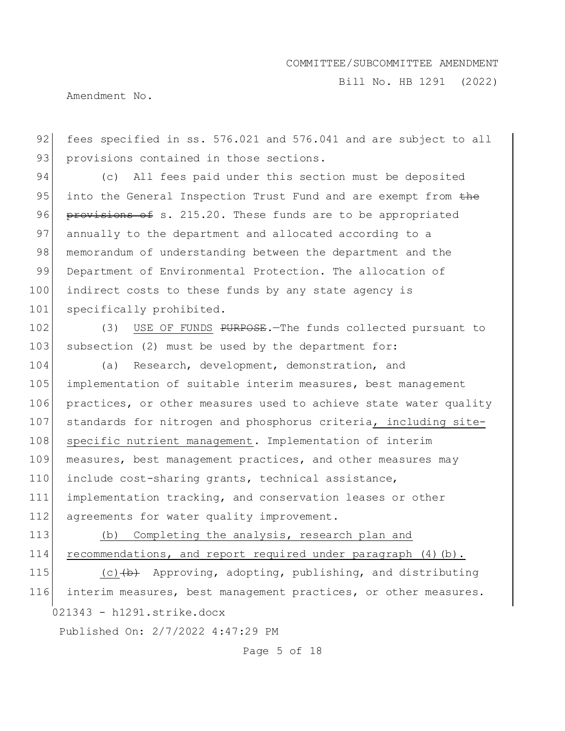fees specified in ss. 576.021 and 576.041 and are subject to all provisions contained in those sections.

(c) All fees paid under this section must be deposited into the General Inspection Trust Fund and are exempt from ~~the provisions of~~ s. 215.20. These funds are to be appropriated annually to the department and allocated according to a memorandum of understanding between the department and the Department of Environmental Protection. The allocation of indirect costs to these funds by any state agency is specifically prohibited.

(3) <u>USE OF FUNDS</u> ~~PURPOSE~~.—The funds collected pursuant to subsection (2) must be used by the department for:

(a) Research, development, demonstration, and implementation of suitable interim measures, best management practices, or other measures used to achieve state water quality standards for nitrogen and phosphorus criteria<u>, including site-specific nutrient management</u>. Implementation of interim measures, best management practices, and other measures may include cost-sharing grants, technical assistance, implementation tracking, and conservation leases or other agreements for water quality improvement.

<u>(b) Completing the analysis, research plan and recommendations, and report required under paragraph (4)(b).</u>

<u>(c)</u>~~(b)~~ Approving, adopting, publishing, and distributing interim measures, best management practices, or other measures.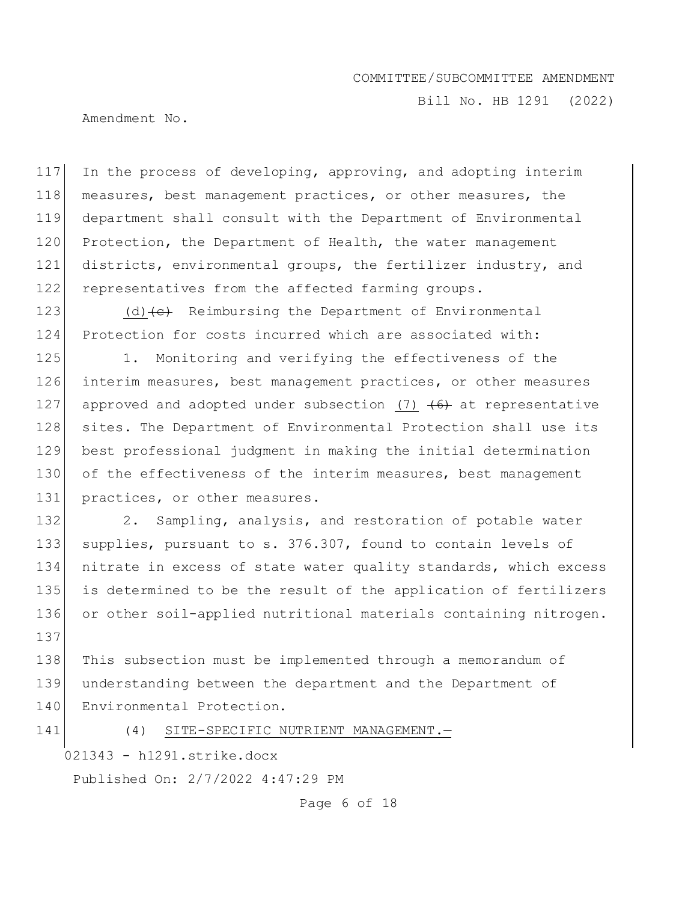In the process of developing, approving, and adopting interim measures, best management practices, or other measures, the department shall consult with the Department of Environmental Protection, the Department of Health, the water management districts, environmental groups, the fertilizer industry, and representatives from the affected farming groups.

(d)~~(c)~~ Reimbursing the Department of Environmental Protection for costs incurred which are associated with:

1. Monitoring and verifying the effectiveness of the interim measures, best management practices, or other measures approved and adopted under subsection <u>(7)</u> ~~(6)~~ at representative sites. The Department of Environmental Protection shall use its best professional judgment in making the initial determination of the effectiveness of the interim measures, best management practices, or other measures.

2. Sampling, analysis, and restoration of potable water supplies, pursuant to s. 376.307, found to contain levels of nitrate in excess of state water quality standards, which excess is determined to be the result of the application of fertilizers or other soil-applied nutritional materials containing nitrogen.

This subsection must be implemented through a memorandum of understanding between the department and the Department of Environmental Protection.

(4) <u>SITE-SPECIFIC NUTRIENT MANAGEMENT.—</u>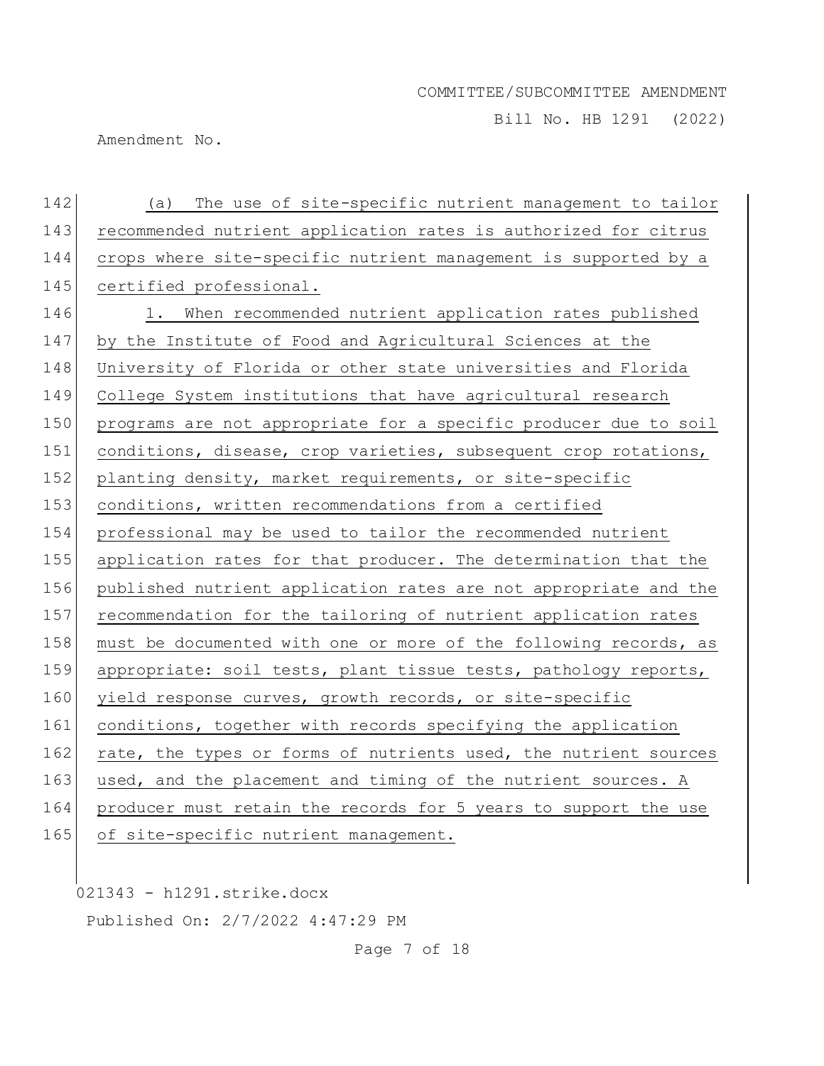(a) The use of site-specific nutrient management to tailor recommended nutrient application rates is authorized for citrus crops where site-specific nutrient management is supported by a certified professional.

1. When recommended nutrient application rates published by the Institute of Food and Agricultural Sciences at the University of Florida or other state universities and Florida College System institutions that have agricultural research programs are not appropriate for a specific producer due to soil conditions, disease, crop varieties, subsequent crop rotations, planting density, market requirements, or site-specific conditions, written recommendations from a certified professional may be used to tailor the recommended nutrient application rates for that producer. The determination that the published nutrient application rates are not appropriate and the recommendation for the tailoring of nutrient application rates must be documented with one or more of the following records, as appropriate: soil tests, plant tissue tests, pathology reports, yield response curves, growth records, or site-specific conditions, together with records specifying the application rate, the types or forms of nutrients used, the nutrient sources used, and the placement and timing of the nutrient sources. A producer must retain the records for 5 years to support the use of site-specific nutrient management.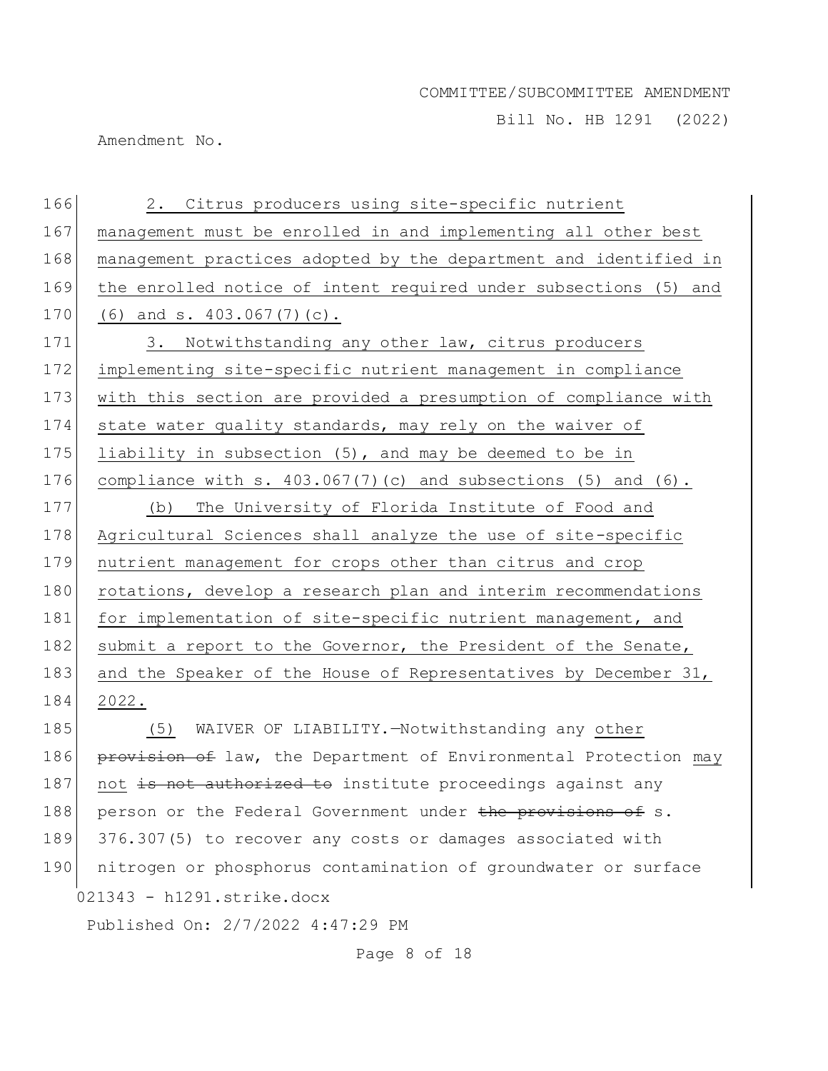166 2. Citrus producers using site-specific nutrient
167 management must be enrolled in and implementing all other best
168 management practices adopted by the department and identified in
169 the enrolled notice of intent required under subsections (5) and
170 (6) and s. 403.067(7)(c).

171 3. Notwithstanding any other law, citrus producers
172 implementing site-specific nutrient management in compliance
173 with this section are provided a presumption of compliance with
174 state water quality standards, may rely on the waiver of
175 liability in subsection (5), and may be deemed to be in
176 compliance with s. 403.067(7)(c) and subsections (5) and (6).

177 (b) The University of Florida Institute of Food and
178 Agricultural Sciences shall analyze the use of site-specific
179 nutrient management for crops other than citrus and crop
180 rotations, develop a research plan and interim recommendations
181 for implementation of site-specific nutrient management, and
182 submit a report to the Governor, the President of the Senate,
183 and the Speaker of the House of Representatives by December 31,
184 2022.

185 (5) WAIVER OF LIABILITY.—Notwithstanding any other
186 ~~provision of~~ law, the Department of Environmental Protection may
187 not ~~is not authorized to~~ institute proceedings against any
188 person or the Federal Government under ~~the provisions of~~ s.
189 376.307(5) to recover any costs or damages associated with
190 nitrogen or phosphorus contamination of groundwater or surface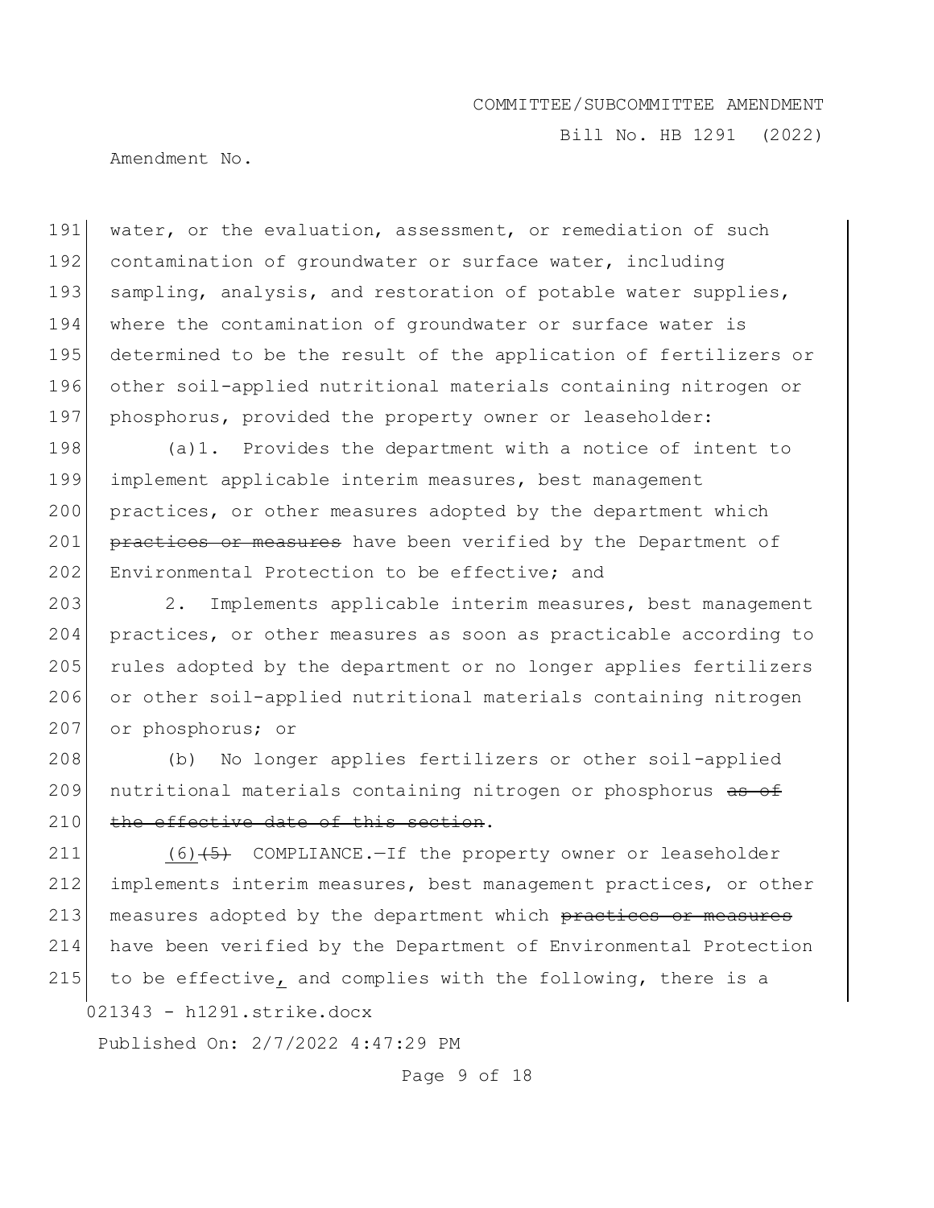water, or the evaluation, assessment, or remediation of such contamination of groundwater or surface water, including sampling, analysis, and restoration of potable water supplies, where the contamination of groundwater or surface water is determined to be the result of the application of fertilizers or other soil-applied nutritional materials containing nitrogen or phosphorus, provided the property owner or leaseholder:

(a)1. Provides the department with a notice of intent to implement applicable interim measures, best management practices, or other measures adopted by the department which ~~practices or measures~~ have been verified by the Department of Environmental Protection to be effective; and

2. Implements applicable interim measures, best management practices, or other measures as soon as practicable according to rules adopted by the department or no longer applies fertilizers or other soil-applied nutritional materials containing nitrogen or phosphorus; or

(b) No longer applies fertilizers or other soil-applied nutritional materials containing nitrogen or phosphorus ~~as of the effective date of this section~~.

<u>(6)</u>~~(5)~~ COMPLIANCE.—If the property owner or leaseholder implements interim measures, best management practices, or other measures adopted by the department which ~~practices or measures~~ have been verified by the Department of Environmental Protection to be effective<u>,</u> and complies with the following, there is a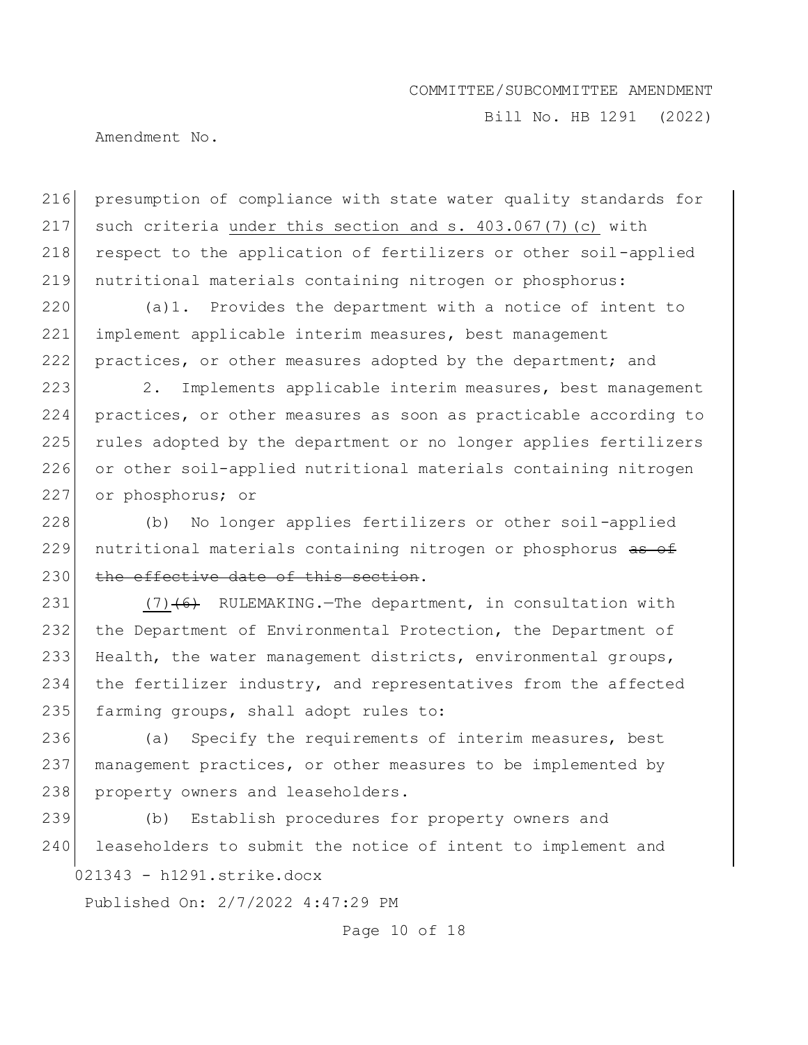216 presumption of compliance with state water quality standards for
217 such criteria under this section and s. 403.067(7)(c) with
218 respect to the application of fertilizers or other soil-applied
219 nutritional materials containing nitrogen or phosphorus:

220 (a)1. Provides the department with a notice of intent to
221 implement applicable interim measures, best management
222 practices, or other measures adopted by the department; and

223 2. Implements applicable interim measures, best management
224 practices, or other measures as soon as practicable according to
225 rules adopted by the department or no longer applies fertilizers
226 or other soil-applied nutritional materials containing nitrogen
227 or phosphorus; or

228 (b) No longer applies fertilizers or other soil-applied
229 nutritional materials containing nitrogen or phosphorus ~~as of~~
230 ~~the effective date of this section~~.

231 (7)~~(6)~~ RULEMAKING.—The department, in consultation with
232 the Department of Environmental Protection, the Department of
233 Health, the water management districts, environmental groups,
234 the fertilizer industry, and representatives from the affected
235 farming groups, shall adopt rules to:

236 (a) Specify the requirements of interim measures, best
237 management practices, or other measures to be implemented by
238 property owners and leaseholders.

239 (b) Establish procedures for property owners and
240 leaseholders to submit the notice of intent to implement and

021343 - h1291.strike.docx

Published On: 2/7/2022 4:47:29 PM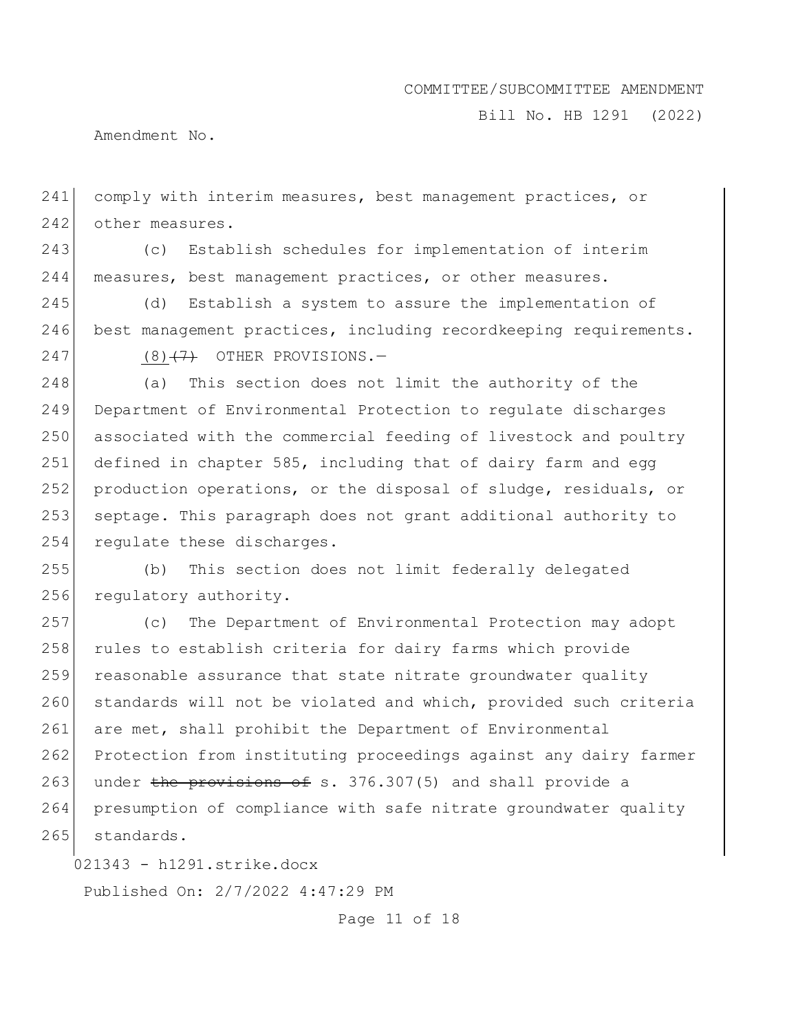comply with interim measures, best management practices, or other measures.

(c) Establish schedules for implementation of interim measures, best management practices, or other measures.

(d) Establish a system to assure the implementation of best management practices, including recordkeeping requirements.

(8)~~(7)~~ OTHER PROVISIONS.—

(a) This section does not limit the authority of the Department of Environmental Protection to regulate discharges associated with the commercial feeding of livestock and poultry defined in chapter 585, including that of dairy farm and egg production operations, or the disposal of sludge, residuals, or septage. This paragraph does not grant additional authority to regulate these discharges.

(b) This section does not limit federally delegated regulatory authority.

(c) The Department of Environmental Protection may adopt rules to establish criteria for dairy farms which provide reasonable assurance that state nitrate groundwater quality standards will not be violated and which, provided such criteria are met, shall prohibit the Department of Environmental Protection from instituting proceedings against any dairy farmer under ~~the provisions of~~ s. 376.307(5) and shall provide a presumption of compliance with safe nitrate groundwater quality standards.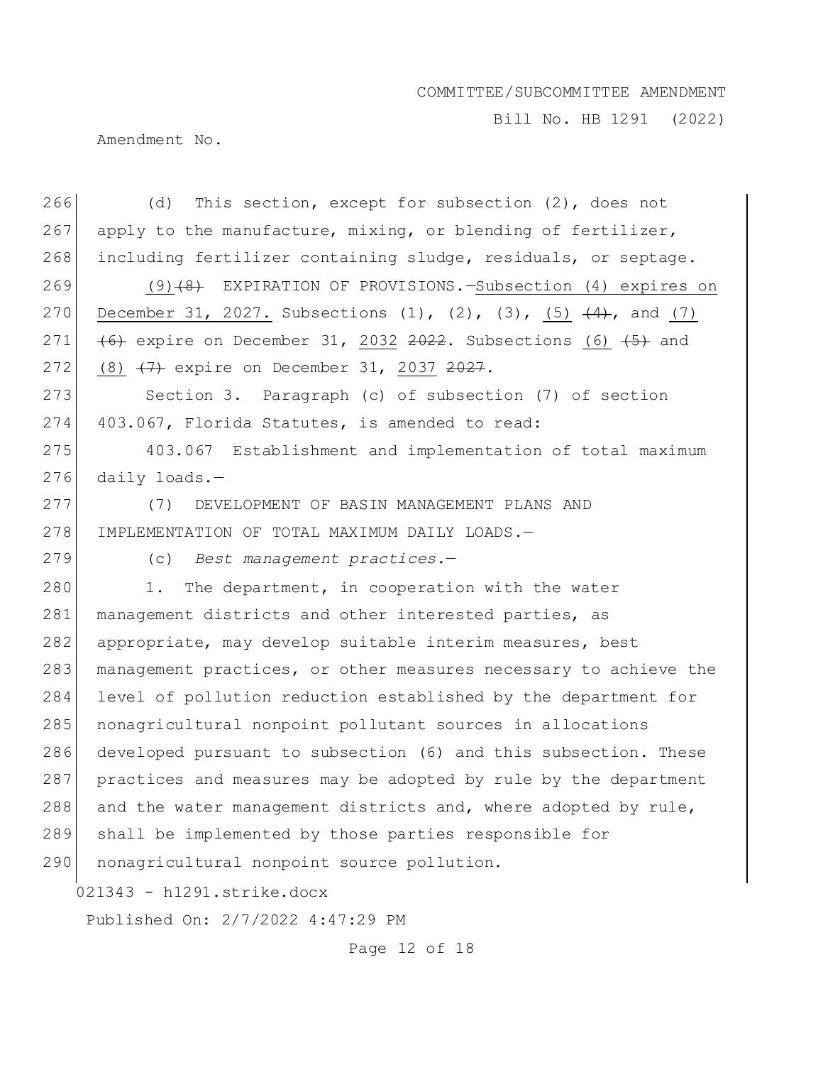(d) This section, except for subsection (2), does not apply to the manufacture, mixing, or blending of fertilizer, including fertilizer containing sludge, residuals, or septage.

(9)~~(8)~~ EXPIRATION OF PROVISIONS.—Subsection (4) expires on December 31, 2027. Subsections (1), (2), (3), (5) ~~(4)~~, and (7) ~~(6)~~ expire on December 31, 2032 ~~2022~~. Subsections (6) ~~(5)~~ and (8) ~~(7)~~ expire on December 31, 2037 ~~2027~~.

Section 3. Paragraph (c) of subsection (7) of section 403.067, Florida Statutes, is amended to read:

403.067 Establishment and implementation of total maximum daily loads.—

(7) DEVELOPMENT OF BASIN MANAGEMENT PLANS AND IMPLEMENTATION OF TOTAL MAXIMUM DAILY LOADS.—

(c) *Best management practices.*—

1. The department, in cooperation with the water management districts and other interested parties, as appropriate, may develop suitable interim measures, best management practices, or other measures necessary to achieve the level of pollution reduction established by the department for nonagricultural nonpoint pollutant sources in allocations developed pursuant to subsection (6) and this subsection. These practices and measures may be adopted by rule by the department and the water management districts and, where adopted by rule, shall be implemented by those parties responsible for nonagricultural nonpoint source pollution.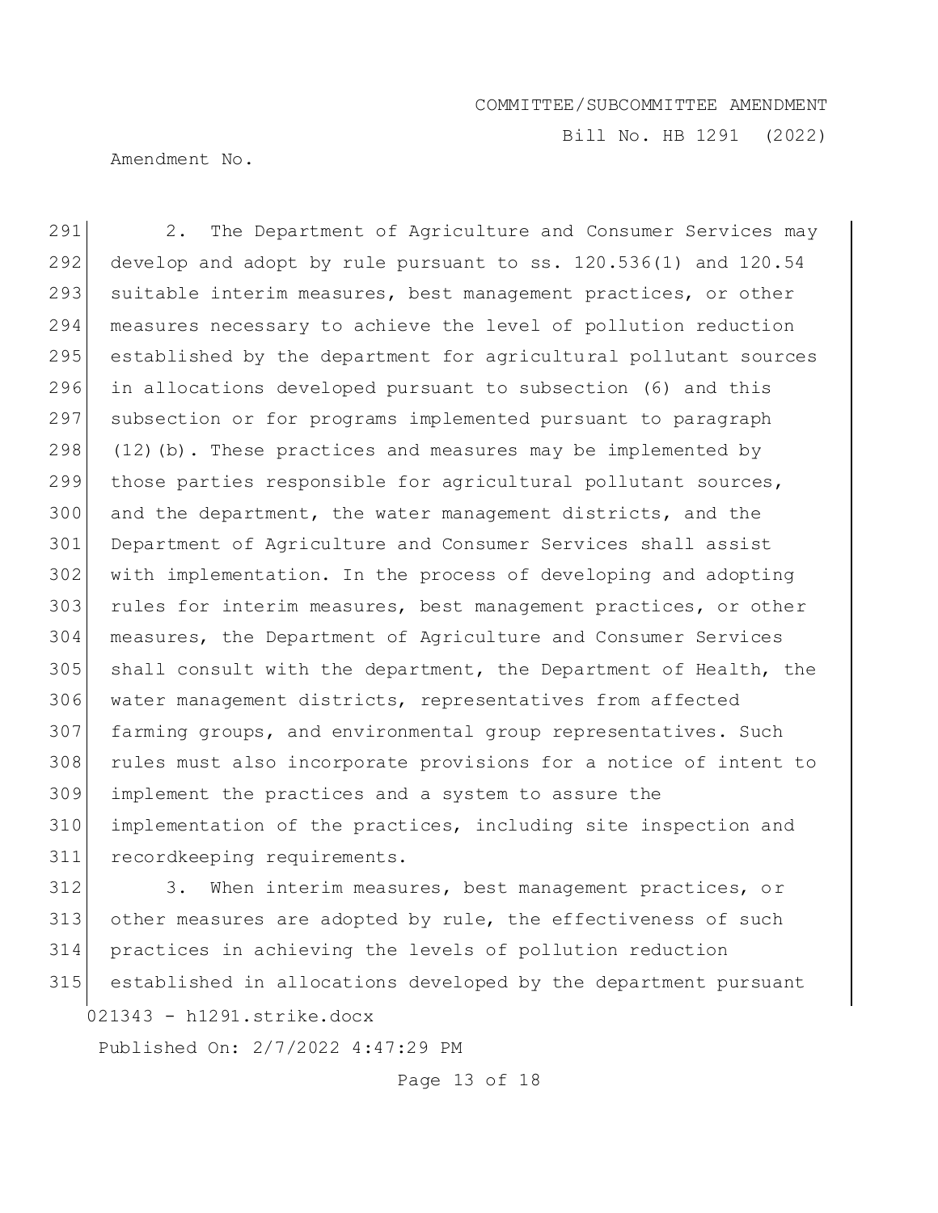2. The Department of Agriculture and Consumer Services may develop and adopt by rule pursuant to ss. 120.536(1) and 120.54 suitable interim measures, best management practices, or other measures necessary to achieve the level of pollution reduction established by the department for agricultural pollutant sources in allocations developed pursuant to subsection (6) and this subsection or for programs implemented pursuant to paragraph (12)(b). These practices and measures may be implemented by those parties responsible for agricultural pollutant sources, and the department, the water management districts, and the Department of Agriculture and Consumer Services shall assist with implementation. In the process of developing and adopting rules for interim measures, best management practices, or other measures, the Department of Agriculture and Consumer Services shall consult with the department, the Department of Health, the water management districts, representatives from affected farming groups, and environmental group representatives. Such rules must also incorporate provisions for a notice of intent to implement the practices and a system to assure the implementation of the practices, including site inspection and recordkeeping requirements.

3. When interim measures, best management practices, or other measures are adopted by rule, the effectiveness of such practices in achieving the levels of pollution reduction established in allocations developed by the department pursuant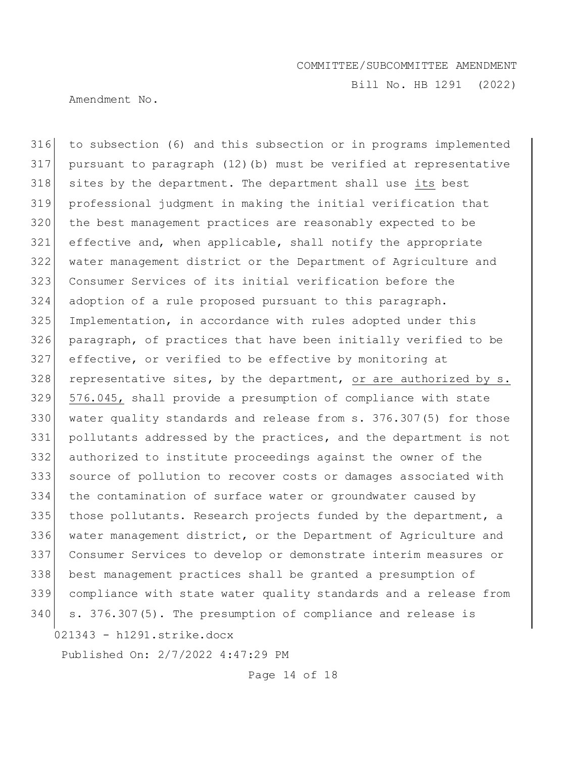to subsection (6) and this subsection or in programs implemented pursuant to paragraph (12)(b) must be verified at representative sites by the department. The department shall use <u>its</u> best professional judgment in making the initial verification that the best management practices are reasonably expected to be effective and, when applicable, shall notify the appropriate water management district or the Department of Agriculture and Consumer Services of its initial verification before the adoption of a rule proposed pursuant to this paragraph. Implementation, in accordance with rules adopted under this paragraph, of practices that have been initially verified to be effective, or verified to be effective by monitoring at representative sites, by the department, <u>or are authorized by s. 576.045,</u> shall provide a presumption of compliance with state water quality standards and release from s. 376.307(5) for those pollutants addressed by the practices, and the department is not authorized to institute proceedings against the owner of the source of pollution to recover costs or damages associated with the contamination of surface water or groundwater caused by those pollutants. Research projects funded by the department, a water management district, or the Department of Agriculture and Consumer Services to develop or demonstrate interim measures or best management practices shall be granted a presumption of compliance with state water quality standards and a release from s. 376.307(5). The presumption of compliance and release is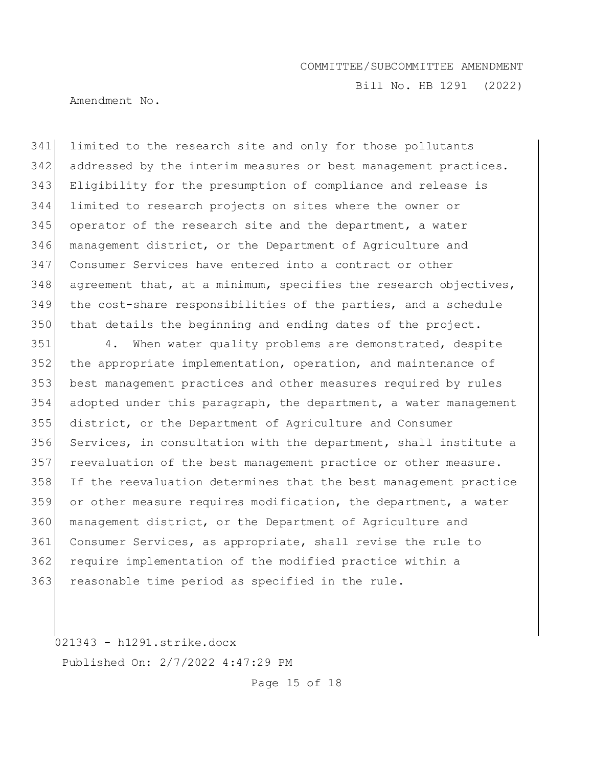limited to the research site and only for those pollutants addressed by the interim measures or best management practices. Eligibility for the presumption of compliance and release is limited to research projects on sites where the owner or operator of the research site and the department, a water management district, or the Department of Agriculture and Consumer Services have entered into a contract or other agreement that, at a minimum, specifies the research objectives, the cost-share responsibilities of the parties, and a schedule that details the beginning and ending dates of the project.

4. When water quality problems are demonstrated, despite the appropriate implementation, operation, and maintenance of best management practices and other measures required by rules adopted under this paragraph, the department, a water management district, or the Department of Agriculture and Consumer Services, in consultation with the department, shall institute a reevaluation of the best management practice or other measure. If the reevaluation determines that the best management practice or other measure requires modification, the department, a water management district, or the Department of Agriculture and Consumer Services, as appropriate, shall revise the rule to require implementation of the modified practice within a reasonable time period as specified in the rule.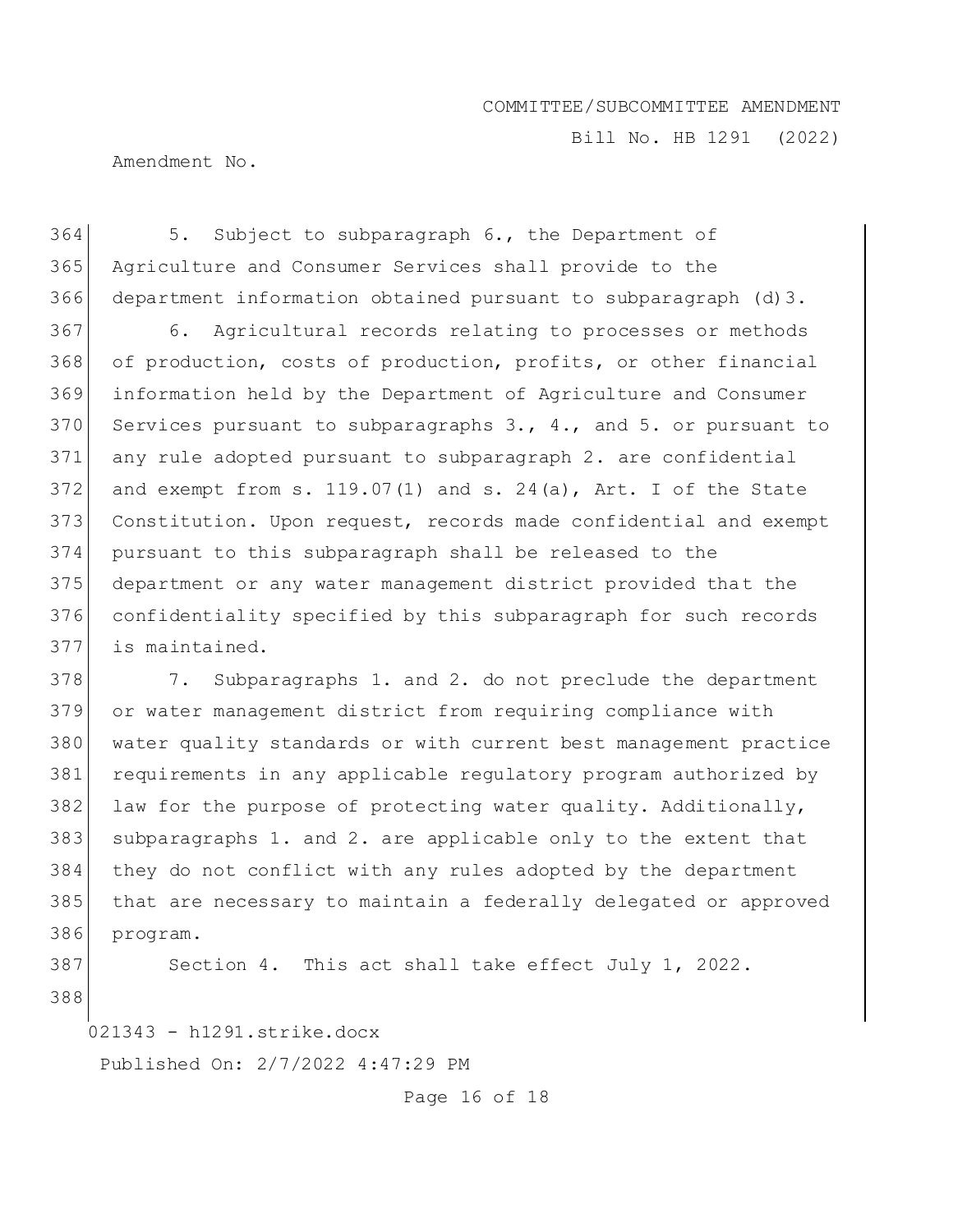5. Subject to subparagraph 6., the Department of Agriculture and Consumer Services shall provide to the department information obtained pursuant to subparagraph (d)3.

6. Agricultural records relating to processes or methods of production, costs of production, profits, or other financial information held by the Department of Agriculture and Consumer Services pursuant to subparagraphs 3., 4., and 5. or pursuant to any rule adopted pursuant to subparagraph 2. are confidential and exempt from s. 119.07(1) and s. 24(a), Art. I of the State Constitution. Upon request, records made confidential and exempt pursuant to this subparagraph shall be released to the department or any water management district provided that the confidentiality specified by this subparagraph for such records is maintained.

7. Subparagraphs 1. and 2. do not preclude the department or water management district from requiring compliance with water quality standards or with current best management practice requirements in any applicable regulatory program authorized by law for the purpose of protecting water quality. Additionally, subparagraphs 1. and 2. are applicable only to the extent that they do not conflict with any rules adopted by the department that are necessary to maintain a federally delegated or approved program.

Section 4. This act shall take effect July 1, 2022.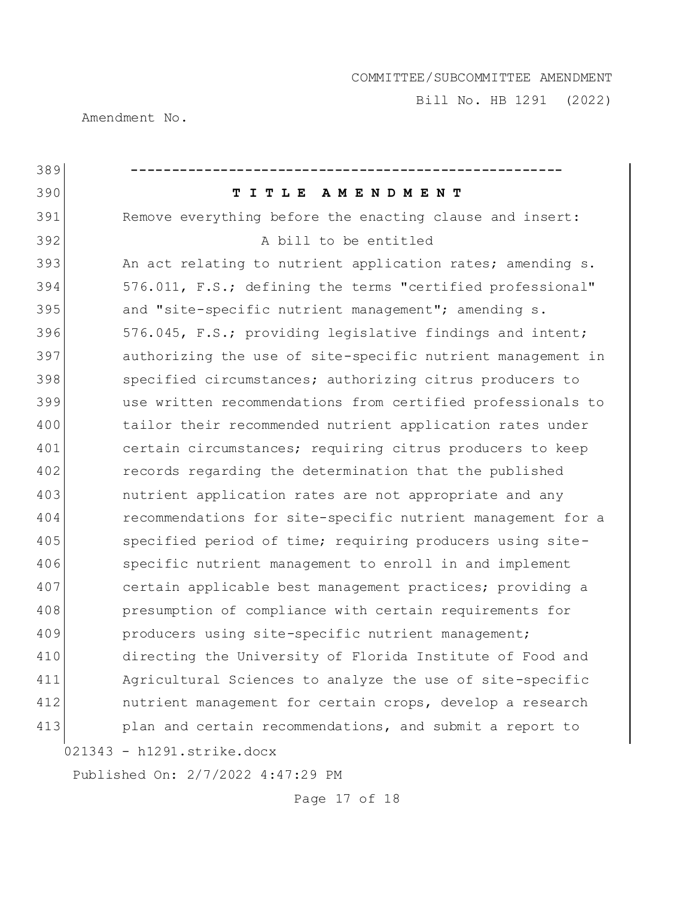-----------------------------------------------------

**T I T L E A M E N D M E N T**

Remove everything before the enacting clause and insert:

A bill to be entitled

An act relating to nutrient application rates; amending s. 576.011, F.S.; defining the terms "certified professional" and "site-specific nutrient management"; amending s. 576.045, F.S.; providing legislative findings and intent; authorizing the use of site-specific nutrient management in specified circumstances; authorizing citrus producers to use written recommendations from certified professionals to tailor their recommended nutrient application rates under certain circumstances; requiring citrus producers to keep records regarding the determination that the published nutrient application rates are not appropriate and any recommendations for site-specific nutrient management for a specified period of time; requiring producers using site-specific nutrient management to enroll in and implement certain applicable best management practices; providing a presumption of compliance with certain requirements for producers using site-specific nutrient management; directing the University of Florida Institute of Food and Agricultural Sciences to analyze the use of site-specific nutrient management for certain crops, develop a research plan and certain recommendations, and submit a report to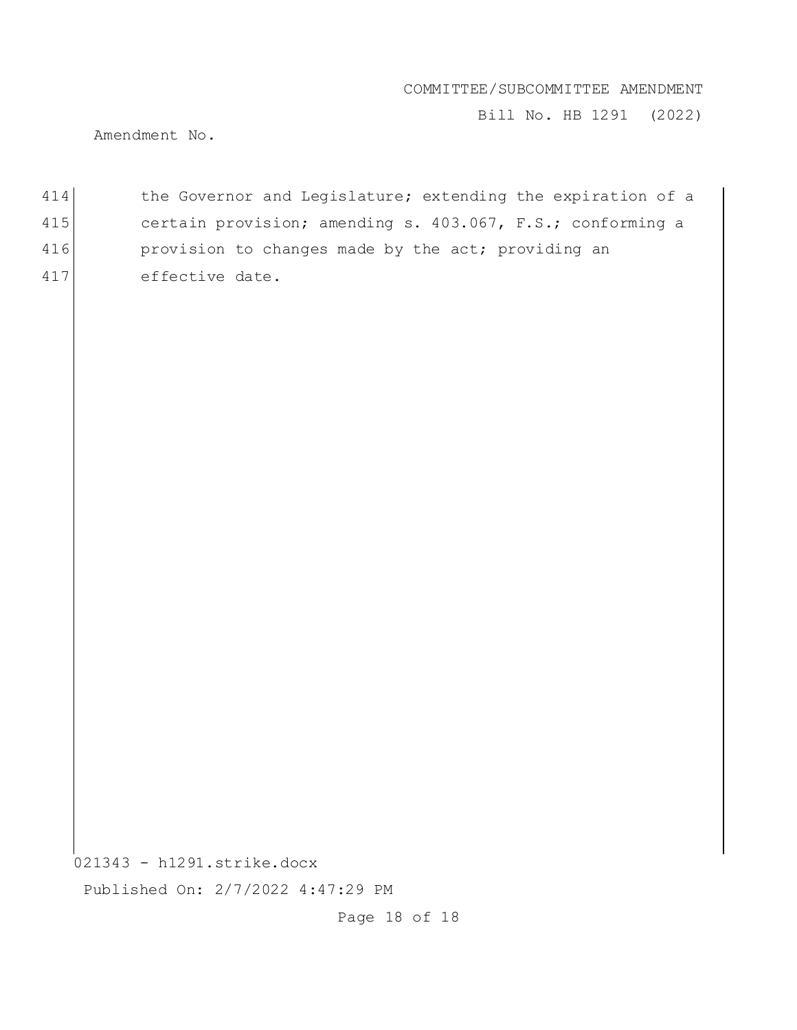the Governor and Legislature; extending the expiration of a certain provision; amending s. 403.067, F.S.; conforming a provision to changes made by the act; providing an effective date.